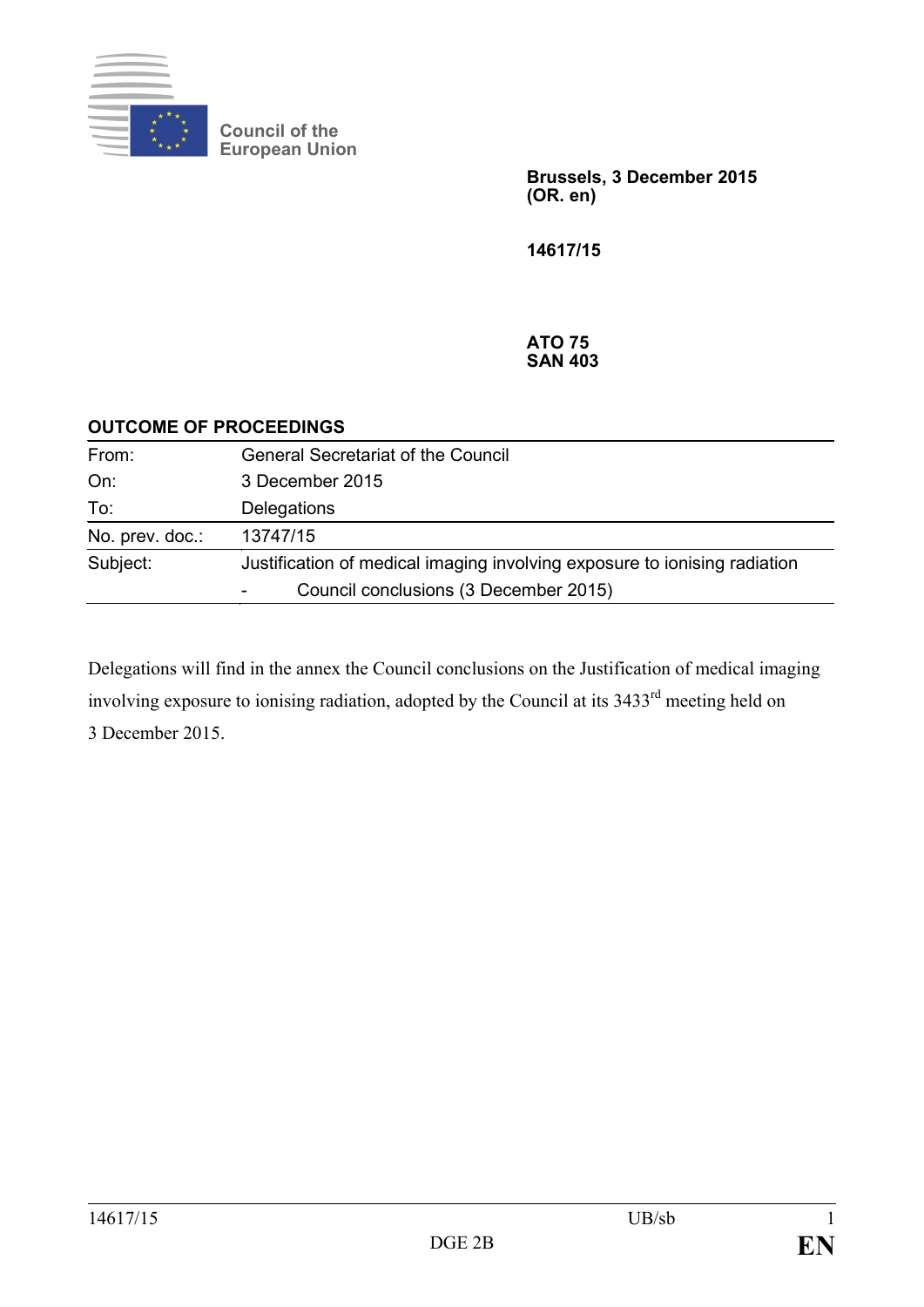Council of the European Union

**Brussels, 3 December 2015**
**(OR. en)**

**14617/15**

**ATO 75**
**SAN 403**

**OUTCOME OF PROCEEDINGS**

| | |
|---|---|
| From: | General Secretariat of the Council |
| On: | 3 December 2015 |
| To: | Delegations |
| No. prev. doc.: | 13747/15 |
| Subject: | Justification of medical imaging involving exposure to ionising radiation<br>- Council conclusions (3 December 2015) |

Delegations will find in the annex the Council conclusions on the Justification of medical imaging involving exposure to ionising radiation, adopted by the Council at its 3433rd meeting held on 3 December 2015.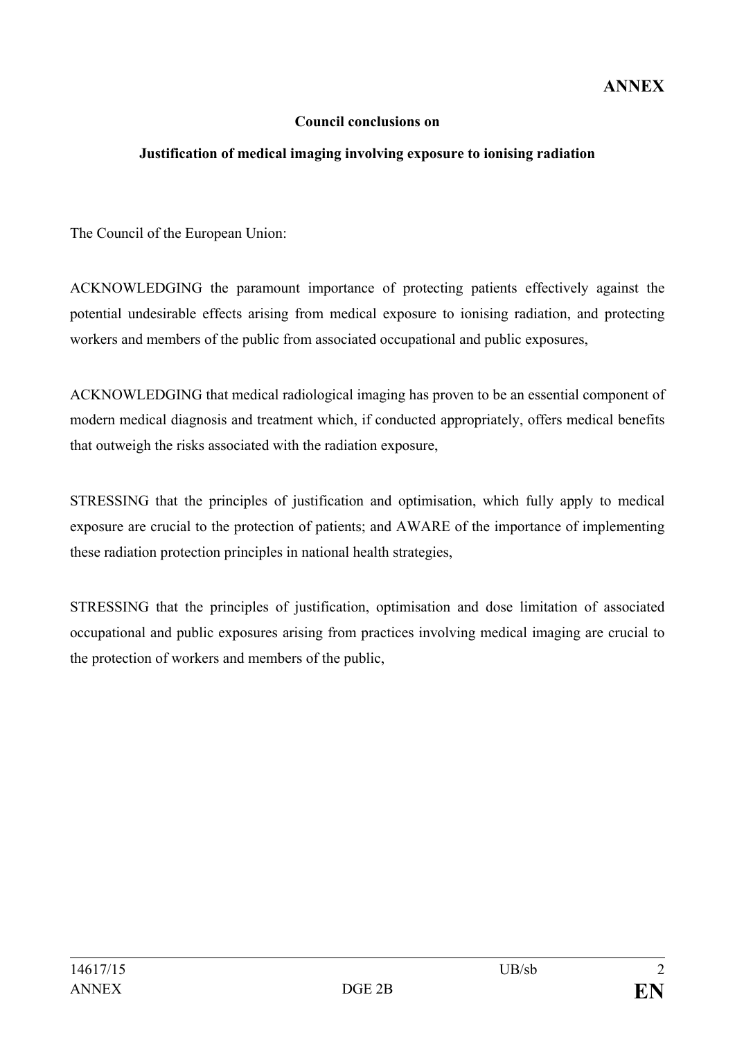# ANNEX

**Council conclusions on**

**Justification of medical imaging involving exposure to ionising radiation**

The Council of the European Union:

ACKNOWLEDGING the paramount importance of protecting patients effectively against the potential undesirable effects arising from medical exposure to ionising radiation, and protecting workers and members of the public from associated occupational and public exposures,

ACKNOWLEDGING that medical radiological imaging has proven to be an essential component of modern medical diagnosis and treatment which, if conducted appropriately, offers medical benefits that outweigh the risks associated with the radiation exposure,

STRESSING that the principles of justification and optimisation, which fully apply to medical exposure are crucial to the protection of patients; and AWARE of the importance of implementing these radiation protection principles in national health strategies,

STRESSING that the principles of justification, optimisation and dose limitation of associated occupational and public exposures arising from practices involving medical imaging are crucial to the protection of workers and members of the public,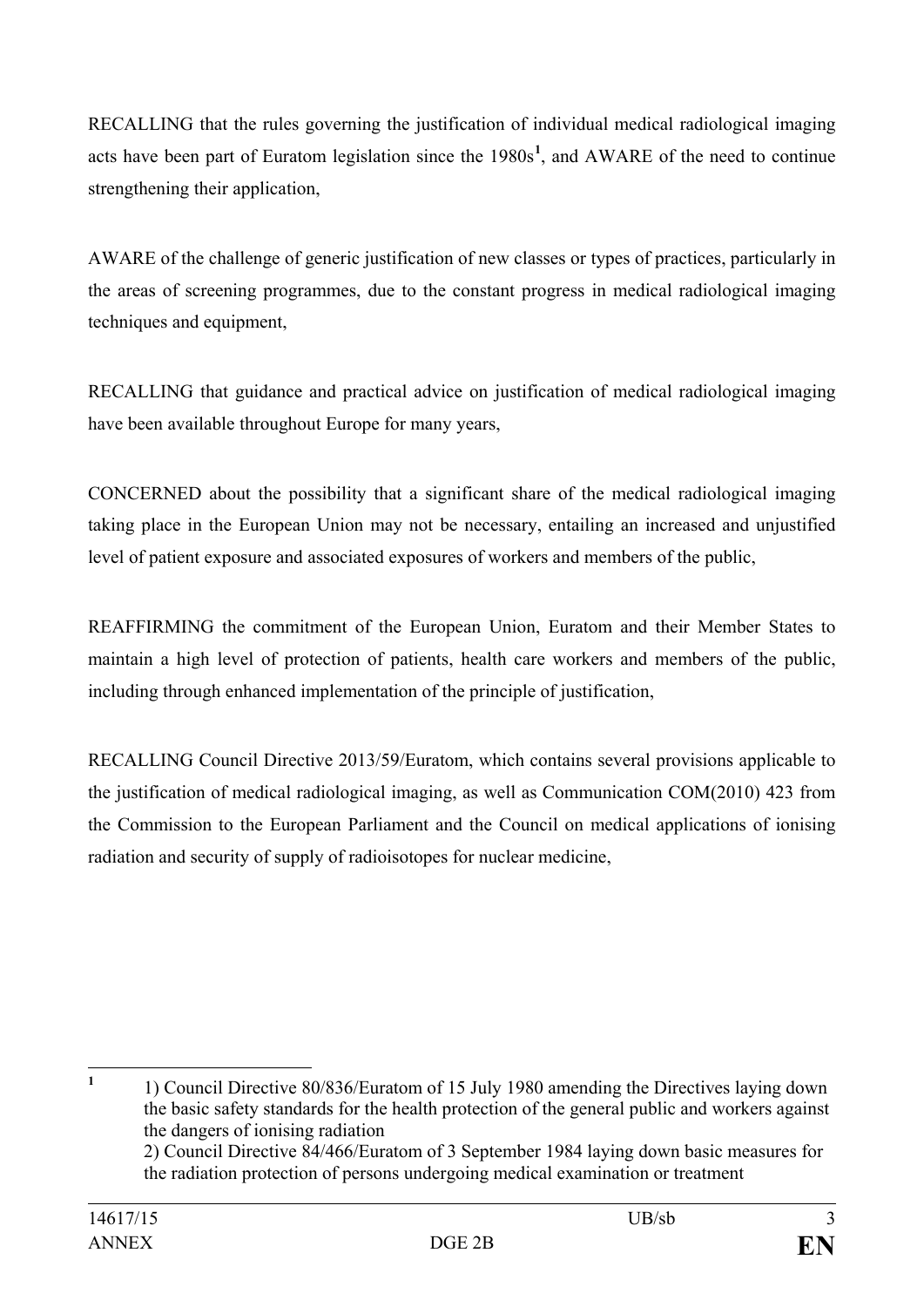RECALLING that the rules governing the justification of individual medical radiological imaging acts have been part of Euratom legislation since the 1980s[1], and AWARE of the need to continue strengthening their application,

AWARE of the challenge of generic justification of new classes or types of practices, particularly in the areas of screening programmes, due to the constant progress in medical radiological imaging techniques and equipment,

RECALLING that guidance and practical advice on justification of medical radiological imaging have been available throughout Europe for many years,

CONCERNED about the possibility that a significant share of the medical radiological imaging taking place in the European Union may not be necessary, entailing an increased and unjustified level of patient exposure and associated exposures of workers and members of the public,

REAFFIRMING the commitment of the European Union, Euratom and their Member States to maintain a high level of protection of patients, health care workers and members of the public, including through enhanced implementation of the principle of justification,

RECALLING Council Directive 2013/59/Euratom, which contains several provisions applicable to the justification of medical radiological imaging, as well as Communication COM(2010) 423 from the Commission to the European Parliament and the Council on medical applications of ionising radiation and security of supply of radioisotopes for nuclear medicine,

---

[1] 1) Council Directive 80/836/Euratom of 15 July 1980 amending the Directives laying down the basic safety standards for the health protection of the general public and workers against the dangers of ionising radiation
2) Council Directive 84/466/Euratom of 3 September 1984 laying down basic measures for the radiation protection of persons undergoing medical examination or treatment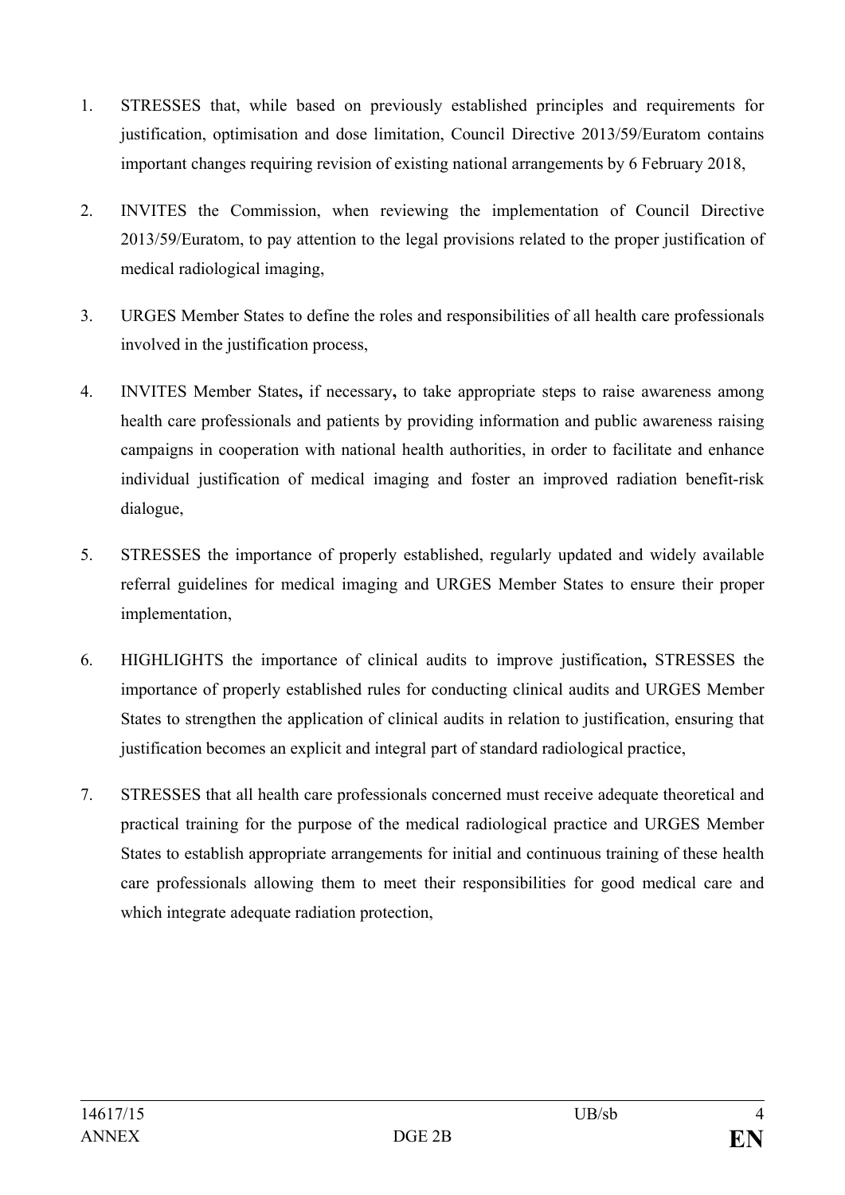1. STRESSES that, while based on previously established principles and requirements for justification, optimisation and dose limitation, Council Directive 2013/59/Euratom contains important changes requiring revision of existing national arrangements by 6 February 2018,

2. INVITES the Commission, when reviewing the implementation of Council Directive 2013/59/Euratom, to pay attention to the legal provisions related to the proper justification of medical radiological imaging,

3. URGES Member States to define the roles and responsibilities of all health care professionals involved in the justification process,

4. INVITES Member States**,** if necessary**,** to take appropriate steps to raise awareness among health care professionals and patients by providing information and public awareness raising campaigns in cooperation with national health authorities, in order to facilitate and enhance individual justification of medical imaging and foster an improved radiation benefit-risk dialogue,

5. STRESSES the importance of properly established, regularly updated and widely available referral guidelines for medical imaging and URGES Member States to ensure their proper implementation,

6. HIGHLIGHTS the importance of clinical audits to improve justification**,** STRESSES the importance of properly established rules for conducting clinical audits and URGES Member States to strengthen the application of clinical audits in relation to justification, ensuring that justification becomes an explicit and integral part of standard radiological practice,

7. STRESSES that all health care professionals concerned must receive adequate theoretical and practical training for the purpose of the medical radiological practice and URGES Member States to establish appropriate arrangements for initial and continuous training of these health care professionals allowing them to meet their responsibilities for good medical care and which integrate adequate radiation protection,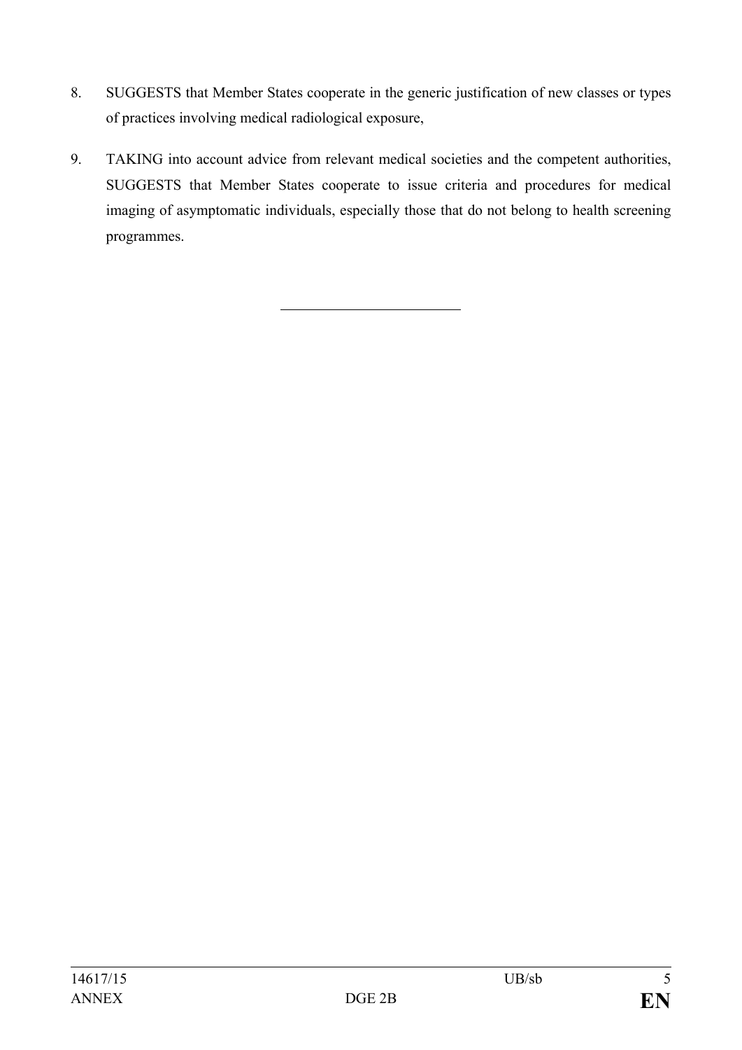8. SUGGESTS that Member States cooperate in the generic justification of new classes or types of practices involving medical radiological exposure,

9. TAKING into account advice from relevant medical societies and the competent authorities, SUGGESTS that Member States cooperate to issue criteria and procedures for medical imaging of asymptomatic individuals, especially those that do not belong to health screening programmes.

---